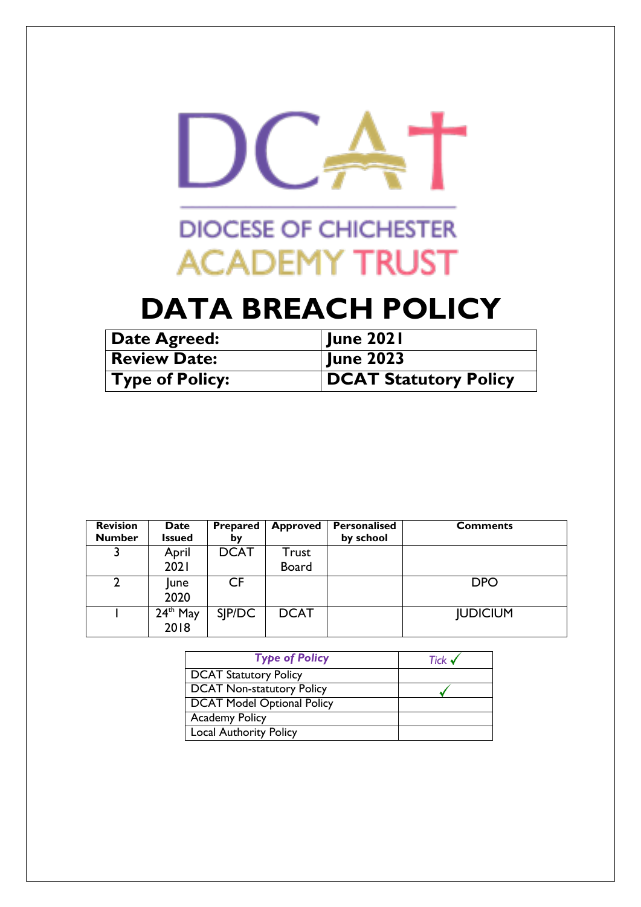DCAT

DIOCESE OF CHICHESTER ACADEMY TRUST

# DATA BREACH POLICY

| Date Agreed: | June 2021 |
|---|---|
| Review Date: | June 2023 |
| Type of Policy: | DCAT Statutory Policy |

| Revision Number | Date Issued | Prepared by | Approved | Personalised by school | Comments |
|---|---|---|---|---|---|
| 3 | April 2021 | DCAT | Trust Board | | |
| 2 | June 2020 | CF | | | DPO |
| 1 | 24th May 2018 | SJP/DC | DCAT | | JUDICIUM |

| *Type of Policy* | *Tick* ✓ |
|---|---|
| DCAT Statutory Policy | |
| DCAT Non-statutory Policy | ✓ |
| DCAT Model Optional Policy | |
| Academy Policy | |
| Local Authority Policy | |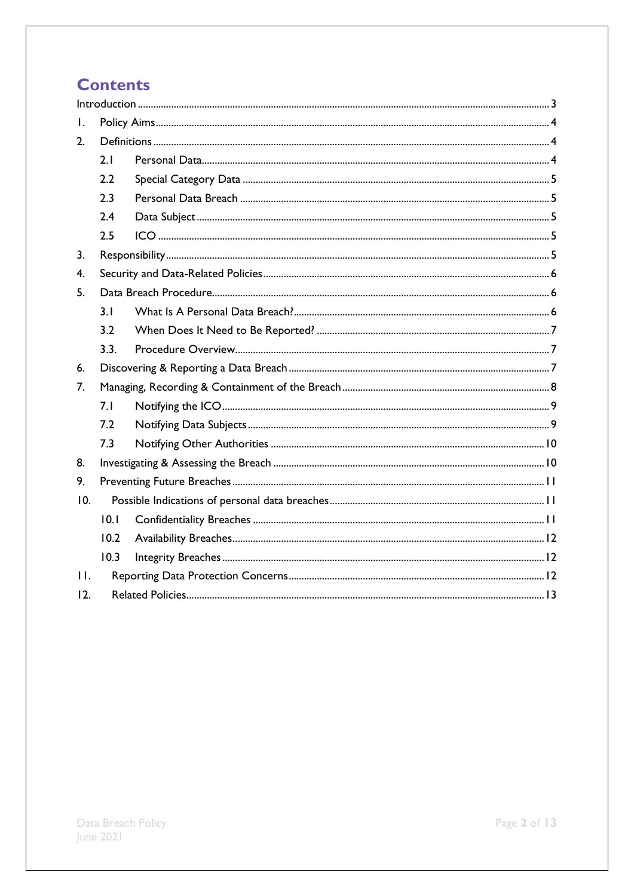# Contents

- Introduction ... 3
- 1. Policy Aims ... 4
- 2. Definitions ... 4
  - 2.1 Personal Data ... 4
  - 2.2 Special Category Data ... 5
  - 2.3 Personal Data Breach ... 5
  - 2.4 Data Subject ... 5
  - 2.5 ICO ... 5
- 3. Responsibility ... 5
- 4. Security and Data-Related Policies ... 6
- 5. Data Breach Procedure ... 6
  - 3.1 What Is A Personal Data Breach? ... 6
  - 3.2 When Does It Need to Be Reported? ... 7
  - 3.3. Procedure Overview ... 7
- 6. Discovering & Reporting a Data Breach ... 7
- 7. Managing, Recording & Containment of the Breach ... 8
  - 7.1 Notifying the ICO ... 9
  - 7.2 Notifying Data Subjects ... 9
  - 7.3 Notifying Other Authorities ... 10
- 8. Investigating & Assessing the Breach ... 10
- 9. Preventing Future Breaches ... 11
- 10. Possible Indications of personal data breaches ... 11
  - 10.1 Confidentiality Breaches ... 11
  - 10.2 Availability Breaches ... 12
  - 10.3 Integrity Breaches ... 12
- 11. Reporting Data Protection Concerns ... 12
- 12. Related Policies ... 13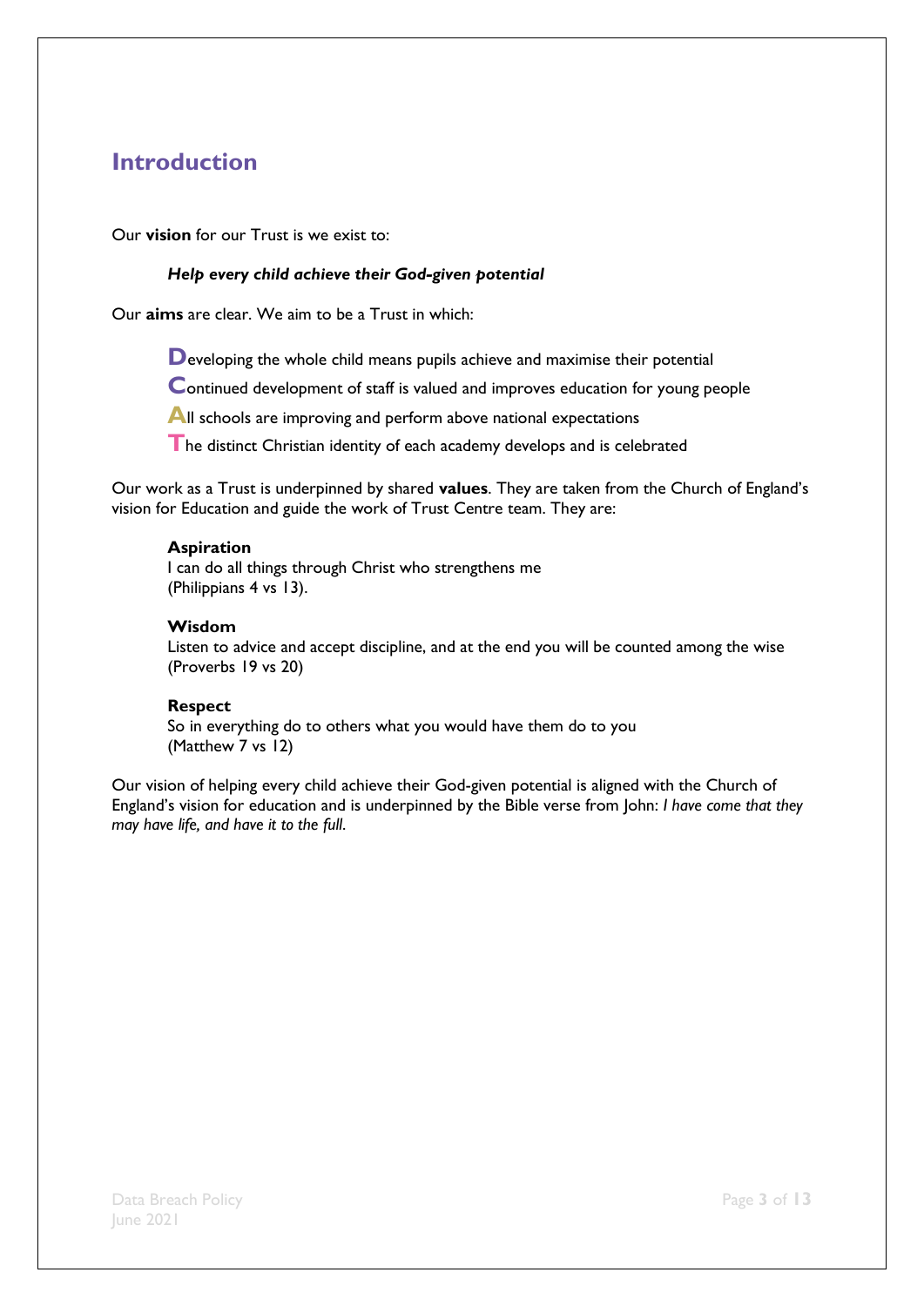# Introduction

Our **vision** for our Trust is we exist to:

> ***Help every child achieve their God-given potential***

Our **aims** are clear. We aim to be a Trust in which:

> **D**eveloping the whole child means pupils achieve and maximise their potential
>
> **C**ontinued development of staff is valued and improves education for young people
>
> **A**ll schools are improving and perform above national expectations
>
> **T**he distinct Christian identity of each academy develops and is celebrated

Our work as a Trust is underpinned by shared **values**. They are taken from the Church of England's vision for Education and guide the work of Trust Centre team. They are:

> **Aspiration**
> I can do all things through Christ who strengthens me
> (Philippians 4 vs 13).
>
> **Wisdom**
> Listen to advice and accept discipline, and at the end you will be counted among the wise
> (Proverbs 19 vs 20)
>
> **Respect**
> So in everything do to others what you would have them do to you
> (Matthew 7 vs 12)

Our vision of helping every child achieve their God-given potential is aligned with the Church of England's vision for education and is underpinned by the Bible verse from John: *I have come that they may have life, and have it to the full.*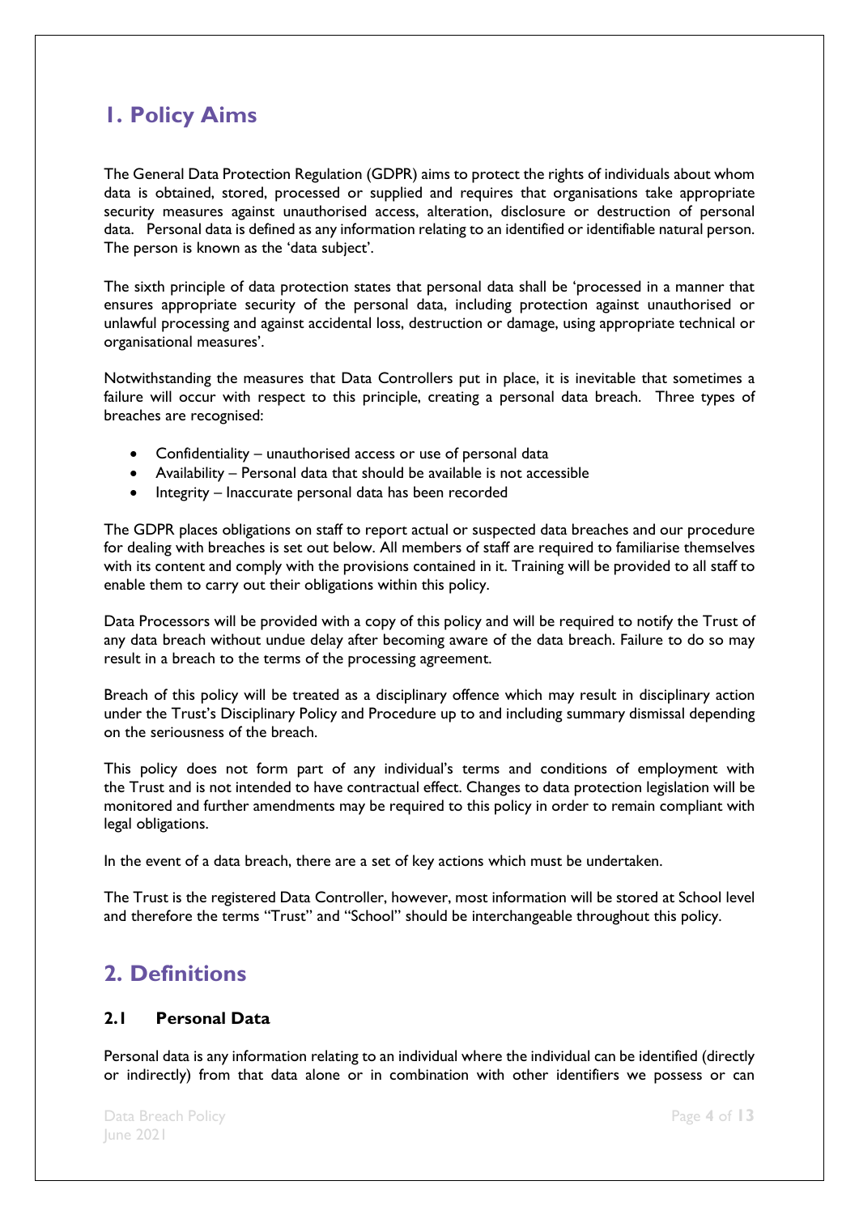# 1. Policy Aims

The General Data Protection Regulation (GDPR) aims to protect the rights of individuals about whom data is obtained, stored, processed or supplied and requires that organisations take appropriate security measures against unauthorised access, alteration, disclosure or destruction of personal data. Personal data is defined as any information relating to an identified or identifiable natural person. The person is known as the 'data subject'.

The sixth principle of data protection states that personal data shall be 'processed in a manner that ensures appropriate security of the personal data, including protection against unauthorised or unlawful processing and against accidental loss, destruction or damage, using appropriate technical or organisational measures'.

Notwithstanding the measures that Data Controllers put in place, it is inevitable that sometimes a failure will occur with respect to this principle, creating a personal data breach. Three types of breaches are recognised:

- Confidentiality – unauthorised access or use of personal data
- Availability – Personal data that should be available is not accessible
- Integrity – Inaccurate personal data has been recorded

The GDPR places obligations on staff to report actual or suspected data breaches and our procedure for dealing with breaches is set out below. All members of staff are required to familiarise themselves with its content and comply with the provisions contained in it. Training will be provided to all staff to enable them to carry out their obligations within this policy.

Data Processors will be provided with a copy of this policy and will be required to notify the Trust of any data breach without undue delay after becoming aware of the data breach. Failure to do so may result in a breach to the terms of the processing agreement.

Breach of this policy will be treated as a disciplinary offence which may result in disciplinary action under the Trust's Disciplinary Policy and Procedure up to and including summary dismissal depending on the seriousness of the breach.

This policy does not form part of any individual's terms and conditions of employment with the Trust and is not intended to have contractual effect. Changes to data protection legislation will be monitored and further amendments may be required to this policy in order to remain compliant with legal obligations.

In the event of a data breach, there are a set of key actions which must be undertaken.

The Trust is the registered Data Controller, however, most information will be stored at School level and therefore the terms "Trust" and "School" should be interchangeable throughout this policy.

# 2. Definitions

### 2.1 Personal Data

Personal data is any information relating to an individual where the individual can be identified (directly or indirectly) from that data alone or in combination with other identifiers we possess or can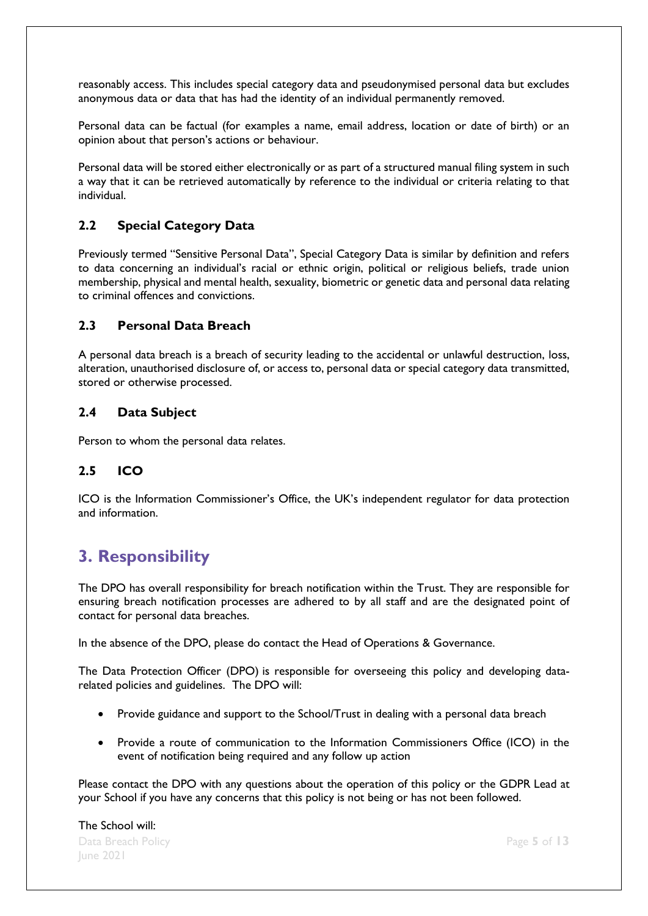reasonably access. This includes special category data and pseudonymised personal data but excludes anonymous data or data that has had the identity of an individual permanently removed.

Personal data can be factual (for examples a name, email address, location or date of birth) or an opinion about that person's actions or behaviour.

Personal data will be stored either electronically or as part of a structured manual filing system in such a way that it can be retrieved automatically by reference to the individual or criteria relating to that individual.

### 2.2 Special Category Data

Previously termed "Sensitive Personal Data", Special Category Data is similar by definition and refers to data concerning an individual's racial or ethnic origin, political or religious beliefs, trade union membership, physical and mental health, sexuality, biometric or genetic data and personal data relating to criminal offences and convictions.

### 2.3 Personal Data Breach

A personal data breach is a breach of security leading to the accidental or unlawful destruction, loss, alteration, unauthorised disclosure of, or access to, personal data or special category data transmitted, stored or otherwise processed.

### 2.4 Data Subject

Person to whom the personal data relates.

### 2.5 ICO

ICO is the Information Commissioner's Office, the UK's independent regulator for data protection and information.

## 3. Responsibility

The DPO has overall responsibility for breach notification within the Trust. They are responsible for ensuring breach notification processes are adhered to by all staff and are the designated point of contact for personal data breaches.

In the absence of the DPO, please do contact the Head of Operations & Governance.

The Data Protection Officer (DPO) is responsible for overseeing this policy and developing data-related policies and guidelines. The DPO will:

- Provide guidance and support to the School/Trust in dealing with a personal data breach
- Provide a route of communication to the Information Commissioners Office (ICO) in the event of notification being required and any follow up action

Please contact the DPO with any questions about the operation of this policy or the GDPR Lead at your School if you have any concerns that this policy is not being or has not been followed.

The School will: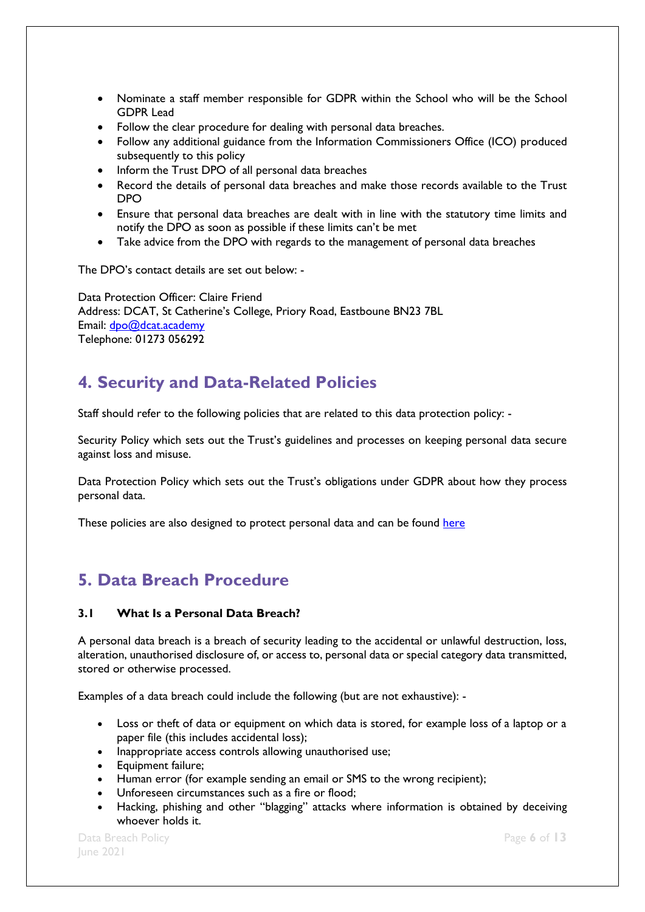- Nominate a staff member responsible for GDPR within the School who will be the School GDPR Lead
- Follow the clear procedure for dealing with personal data breaches.
- Follow any additional guidance from the Information Commissioners Office (ICO) produced subsequently to this policy
- Inform the Trust DPO of all personal data breaches
- Record the details of personal data breaches and make those records available to the Trust DPO
- Ensure that personal data breaches are dealt with in line with the statutory time limits and notify the DPO as soon as possible if these limits can't be met
- Take advice from the DPO with regards to the management of personal data breaches

The DPO's contact details are set out below: -

Data Protection Officer: Claire Friend
Address: DCAT, St Catherine's College, Priory Road, Eastboune BN23 7BL
Email: [dpo@dcat.academy](mailto:dpo@dcat.academy)
Telephone: 01273 056292

## 4. Security and Data-Related Policies

Staff should refer to the following policies that are related to this data protection policy: -

Security Policy which sets out the Trust's guidelines and processes on keeping personal data secure against loss and misuse.

Data Protection Policy which sets out the Trust's obligations under GDPR about how they process personal data.

These policies are also designed to protect personal data and can be found here

## 5. Data Breach Procedure

### 3.1 What Is a Personal Data Breach?

A personal data breach is a breach of security leading to the accidental or unlawful destruction, loss, alteration, unauthorised disclosure of, or access to, personal data or special category data transmitted, stored or otherwise processed.

Examples of a data breach could include the following (but are not exhaustive): -

- Loss or theft of data or equipment on which data is stored, for example loss of a laptop or a paper file (this includes accidental loss);
- Inappropriate access controls allowing unauthorised use;
- Equipment failure;
- Human error (for example sending an email or SMS to the wrong recipient);
- Unforeseen circumstances such as a fire or flood;
- Hacking, phishing and other "blagging" attacks where information is obtained by deceiving whoever holds it.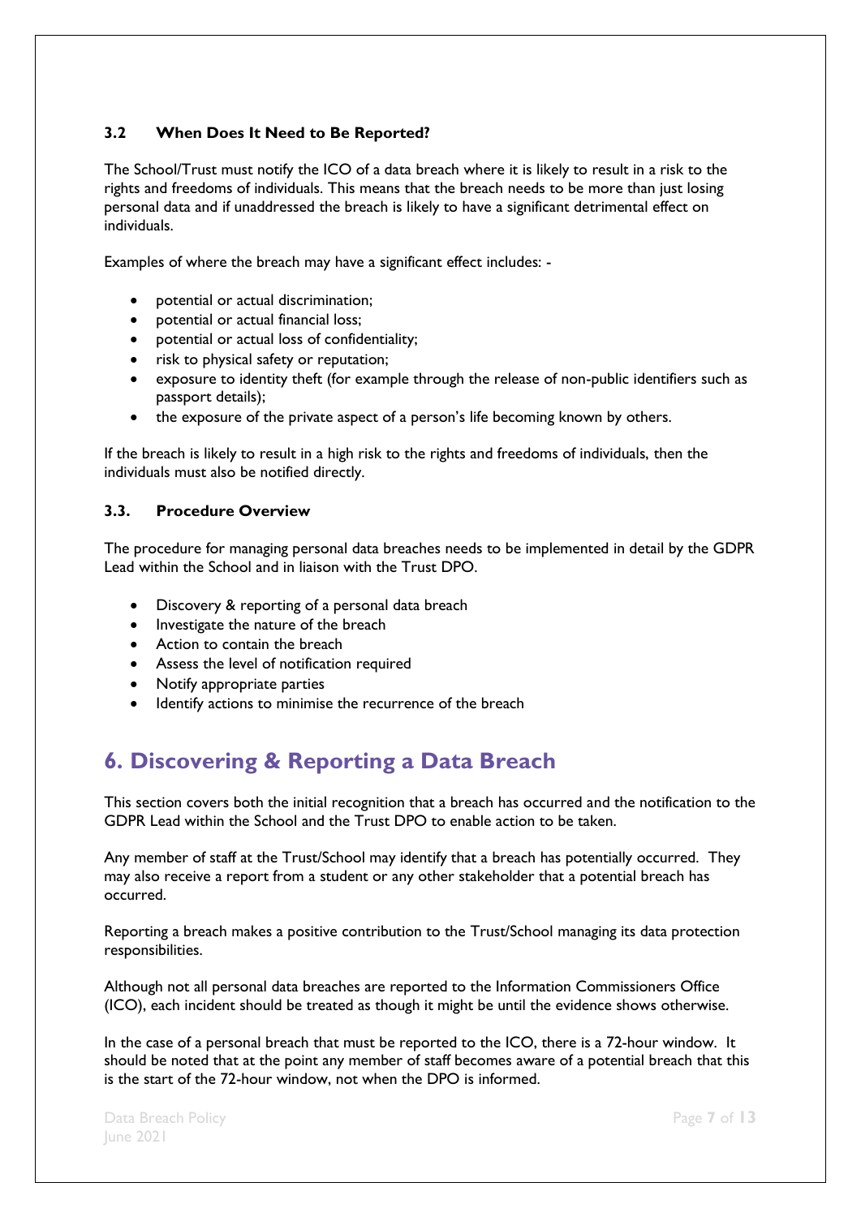### 3.2 When Does It Need to Be Reported?

The School/Trust must notify the ICO of a data breach where it is likely to result in a risk to the rights and freedoms of individuals. This means that the breach needs to be more than just losing personal data and if unaddressed the breach is likely to have a significant detrimental effect on individuals.

Examples of where the breach may have a significant effect includes: -

- potential or actual discrimination;
- potential or actual financial loss;
- potential or actual loss of confidentiality;
- risk to physical safety or reputation;
- exposure to identity theft (for example through the release of non-public identifiers such as passport details);
- the exposure of the private aspect of a person's life becoming known by others.

If the breach is likely to result in a high risk to the rights and freedoms of individuals, then the individuals must also be notified directly.

### 3.3. Procedure Overview

The procedure for managing personal data breaches needs to be implemented in detail by the GDPR Lead within the School and in liaison with the Trust DPO.

- Discovery & reporting of a personal data breach
- Investigate the nature of the breach
- Action to contain the breach
- Assess the level of notification required
- Notify appropriate parties
- Identify actions to minimise the recurrence of the breach

## 6. Discovering & Reporting a Data Breach

This section covers both the initial recognition that a breach has occurred and the notification to the GDPR Lead within the School and the Trust DPO to enable action to be taken.

Any member of staff at the Trust/School may identify that a breach has potentially occurred. They may also receive a report from a student or any other stakeholder that a potential breach has occurred.

Reporting a breach makes a positive contribution to the Trust/School managing its data protection responsibilities.

Although not all personal data breaches are reported to the Information Commissioners Office (ICO), each incident should be treated as though it might be until the evidence shows otherwise.

In the case of a personal breach that must be reported to the ICO, there is a 72-hour window. It should be noted that at the point any member of staff becomes aware of a potential breach that this is the start of the 72-hour window, not when the DPO is informed.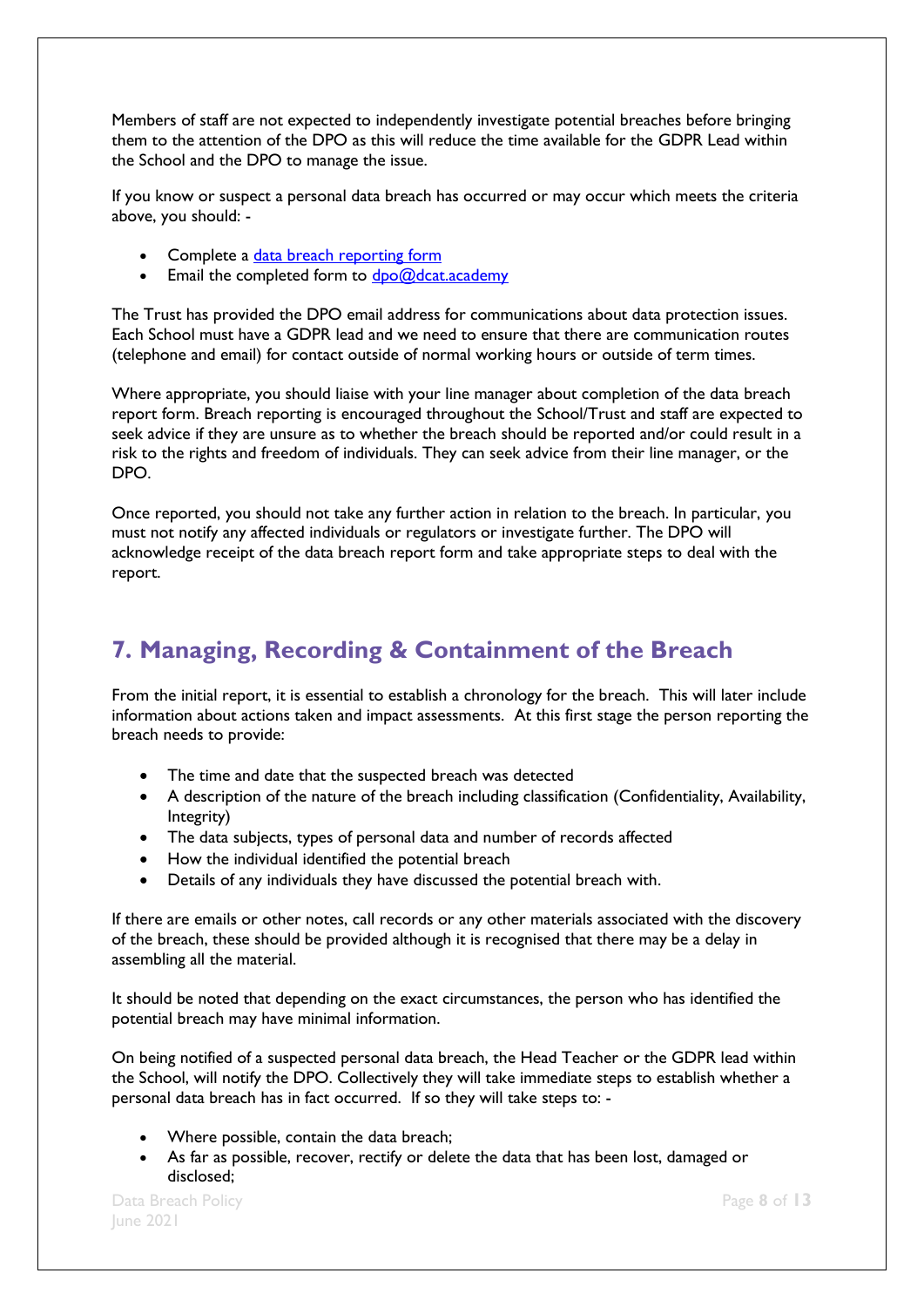Members of staff are not expected to independently investigate potential breaches before bringing them to the attention of the DPO as this will reduce the time available for the GDPR Lead within the School and the DPO to manage the issue.

If you know or suspect a personal data breach has occurred or may occur which meets the criteria above, you should: -

- Complete a [data breach reporting form]()
- Email the completed form to [dpo@dcat.academy](mailto:dpo@dcat.academy)

The Trust has provided the DPO email address for communications about data protection issues. Each School must have a GDPR lead and we need to ensure that there are communication routes (telephone and email) for contact outside of normal working hours or outside of term times.

Where appropriate, you should liaise with your line manager about completion of the data breach report form. Breach reporting is encouraged throughout the School/Trust and staff are expected to seek advice if they are unsure as to whether the breach should be reported and/or could result in a risk to the rights and freedom of individuals. They can seek advice from their line manager, or the DPO.

Once reported, you should not take any further action in relation to the breach. In particular, you must not notify any affected individuals or regulators or investigate further. The DPO will acknowledge receipt of the data breach report form and take appropriate steps to deal with the report.

## 7. Managing, Recording & Containment of the Breach

From the initial report, it is essential to establish a chronology for the breach. This will later include information about actions taken and impact assessments. At this first stage the person reporting the breach needs to provide:

- The time and date that the suspected breach was detected
- A description of the nature of the breach including classification (Confidentiality, Availability, Integrity)
- The data subjects, types of personal data and number of records affected
- How the individual identified the potential breach
- Details of any individuals they have discussed the potential breach with.

If there are emails or other notes, call records or any other materials associated with the discovery of the breach, these should be provided although it is recognised that there may be a delay in assembling all the material.

It should be noted that depending on the exact circumstances, the person who has identified the potential breach may have minimal information.

On being notified of a suspected personal data breach, the Head Teacher or the GDPR lead within the School, will notify the DPO. Collectively they will take immediate steps to establish whether a personal data breach has in fact occurred. If so they will take steps to: -

- Where possible, contain the data breach;
- As far as possible, recover, rectify or delete the data that has been lost, damaged or disclosed;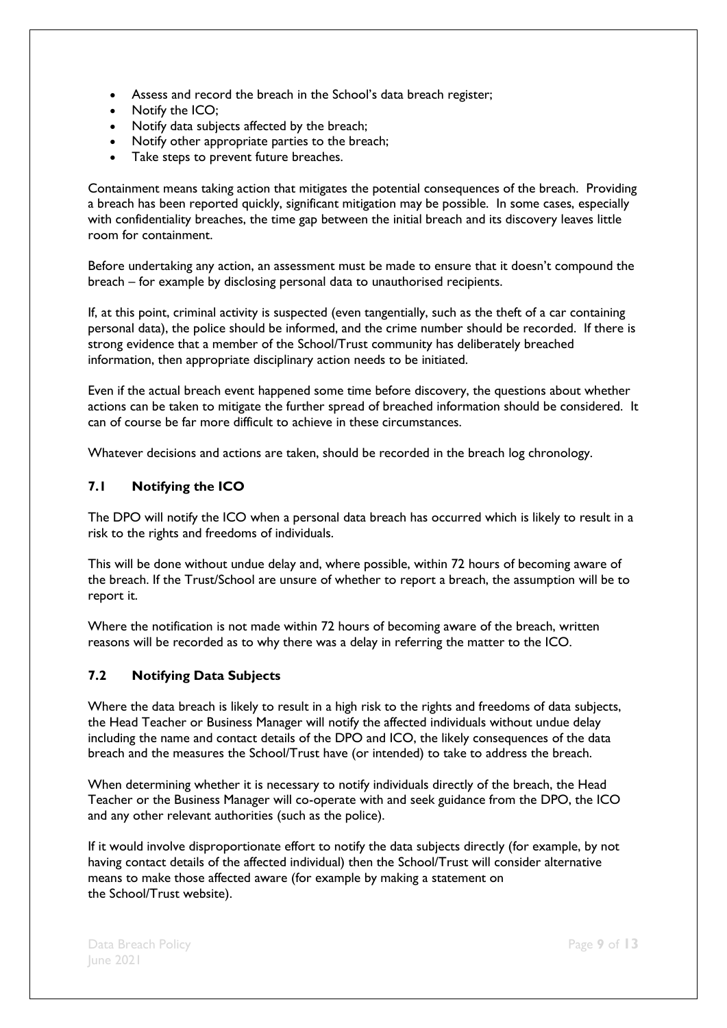- Assess and record the breach in the School's data breach register;
- Notify the ICO;
- Notify data subjects affected by the breach;
- Notify other appropriate parties to the breach;
- Take steps to prevent future breaches.

Containment means taking action that mitigates the potential consequences of the breach. Providing a breach has been reported quickly, significant mitigation may be possible. In some cases, especially with confidentiality breaches, the time gap between the initial breach and its discovery leaves little room for containment.

Before undertaking any action, an assessment must be made to ensure that it doesn't compound the breach – for example by disclosing personal data to unauthorised recipients.

If, at this point, criminal activity is suspected (even tangentially, such as the theft of a car containing personal data), the police should be informed, and the crime number should be recorded. If there is strong evidence that a member of the School/Trust community has deliberately breached information, then appropriate disciplinary action needs to be initiated.

Even if the actual breach event happened some time before discovery, the questions about whether actions can be taken to mitigate the further spread of breached information should be considered. It can of course be far more difficult to achieve in these circumstances.

Whatever decisions and actions are taken, should be recorded in the breach log chronology.

### 7.1 Notifying the ICO

The DPO will notify the ICO when a personal data breach has occurred which is likely to result in a risk to the rights and freedoms of individuals.

This will be done without undue delay and, where possible, within 72 hours of becoming aware of the breach. If the Trust/School are unsure of whether to report a breach, the assumption will be to report it.

Where the notification is not made within 72 hours of becoming aware of the breach, written reasons will be recorded as to why there was a delay in referring the matter to the ICO.

### 7.2 Notifying Data Subjects

Where the data breach is likely to result in a high risk to the rights and freedoms of data subjects, the Head Teacher or Business Manager will notify the affected individuals without undue delay including the name and contact details of the DPO and ICO, the likely consequences of the data breach and the measures the School/Trust have (or intended) to take to address the breach.

When determining whether it is necessary to notify individuals directly of the breach, the Head Teacher or the Business Manager will co-operate with and seek guidance from the DPO, the ICO and any other relevant authorities (such as the police).

If it would involve disproportionate effort to notify the data subjects directly (for example, by not having contact details of the affected individual) then the School/Trust will consider alternative means to make those affected aware (for example by making a statement on the School/Trust website).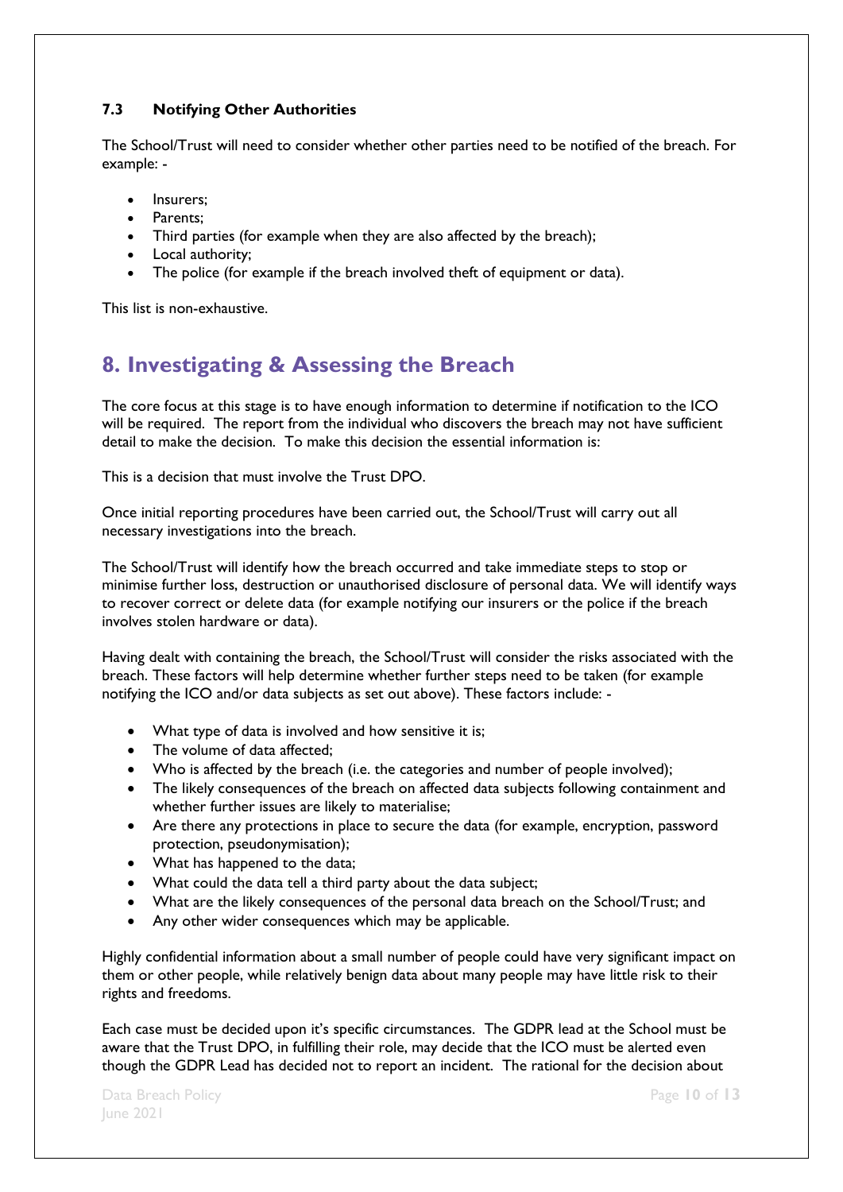### 7.3 Notifying Other Authorities

The School/Trust will need to consider whether other parties need to be notified of the breach. For example: -

- Insurers;
- Parents;
- Third parties (for example when they are also affected by the breach);
- Local authority;
- The police (for example if the breach involved theft of equipment or data).

This list is non-exhaustive.

## 8. Investigating & Assessing the Breach

The core focus at this stage is to have enough information to determine if notification to the ICO will be required. The report from the individual who discovers the breach may not have sufficient detail to make the decision. To make this decision the essential information is:

This is a decision that must involve the Trust DPO.

Once initial reporting procedures have been carried out, the School/Trust will carry out all necessary investigations into the breach.

The School/Trust will identify how the breach occurred and take immediate steps to stop or minimise further loss, destruction or unauthorised disclosure of personal data. We will identify ways to recover correct or delete data (for example notifying our insurers or the police if the breach involves stolen hardware or data).

Having dealt with containing the breach, the School/Trust will consider the risks associated with the breach. These factors will help determine whether further steps need to be taken (for example notifying the ICO and/or data subjects as set out above). These factors include: -

- What type of data is involved and how sensitive it is;
- The volume of data affected;
- Who is affected by the breach (i.e. the categories and number of people involved);
- The likely consequences of the breach on affected data subjects following containment and whether further issues are likely to materialise;
- Are there any protections in place to secure the data (for example, encryption, password protection, pseudonymisation);
- What has happened to the data;
- What could the data tell a third party about the data subject;
- What are the likely consequences of the personal data breach on the School/Trust; and
- Any other wider consequences which may be applicable.

Highly confidential information about a small number of people could have very significant impact on them or other people, while relatively benign data about many people may have little risk to their rights and freedoms.

Each case must be decided upon it's specific circumstances. The GDPR lead at the School must be aware that the Trust DPO, in fulfilling their role, may decide that the ICO must be alerted even though the GDPR Lead has decided not to report an incident. The rational for the decision about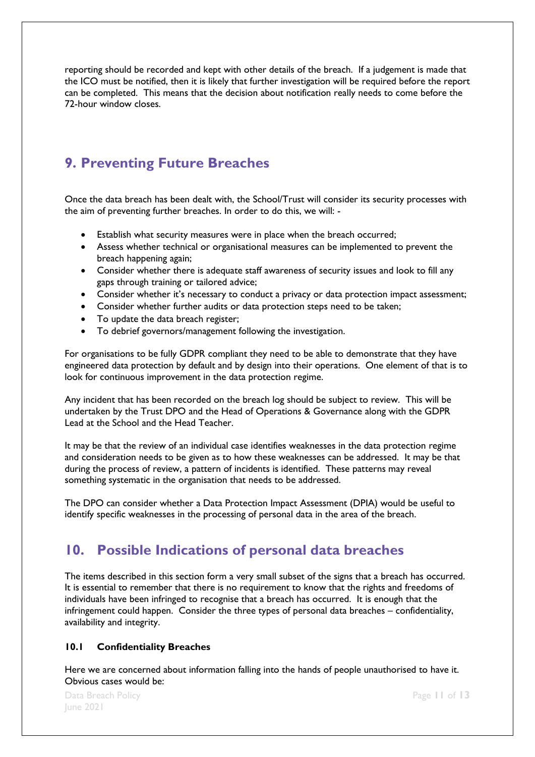reporting should be recorded and kept with other details of the breach. If a judgement is made that the ICO must be notified, then it is likely that further investigation will be required before the report can be completed. This means that the decision about notification really needs to come before the 72-hour window closes.

## 9. Preventing Future Breaches

Once the data breach has been dealt with, the School/Trust will consider its security processes with the aim of preventing further breaches. In order to do this, we will: -

- Establish what security measures were in place when the breach occurred;
- Assess whether technical or organisational measures can be implemented to prevent the breach happening again;
- Consider whether there is adequate staff awareness of security issues and look to fill any gaps through training or tailored advice;
- Consider whether it's necessary to conduct a privacy or data protection impact assessment;
- Consider whether further audits or data protection steps need to be taken;
- To update the data breach register;
- To debrief governors/management following the investigation.

For organisations to be fully GDPR compliant they need to be able to demonstrate that they have engineered data protection by default and by design into their operations. One element of that is to look for continuous improvement in the data protection regime.

Any incident that has been recorded on the breach log should be subject to review. This will be undertaken by the Trust DPO and the Head of Operations & Governance along with the GDPR Lead at the School and the Head Teacher.

It may be that the review of an individual case identifies weaknesses in the data protection regime and consideration needs to be given as to how these weaknesses can be addressed. It may be that during the process of review, a pattern of incidents is identified. These patterns may reveal something systematic in the organisation that needs to be addressed.

The DPO can consider whether a Data Protection Impact Assessment (DPIA) would be useful to identify specific weaknesses in the processing of personal data in the area of the breach.

## 10. Possible Indications of personal data breaches

The items described in this section form a very small subset of the signs that a breach has occurred. It is essential to remember that there is no requirement to know that the rights and freedoms of individuals have been infringed to recognise that a breach has occurred. It is enough that the infringement could happen. Consider the three types of personal data breaches – confidentiality, availability and integrity.

### 10.1 Confidentiality Breaches

Here we are concerned about information falling into the hands of people unauthorised to have it. Obvious cases would be: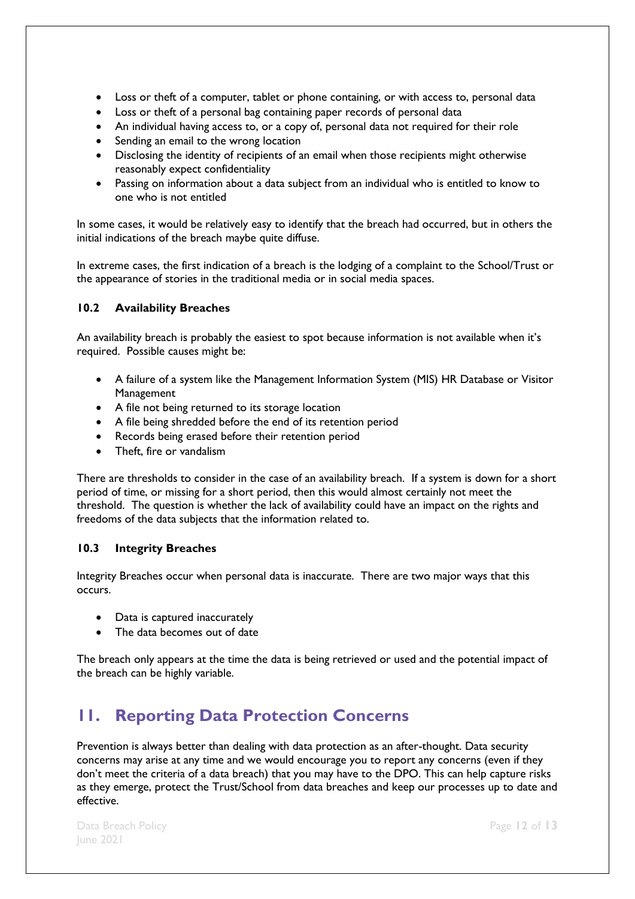- Loss or theft of a computer, tablet or phone containing, or with access to, personal data
- Loss or theft of a personal bag containing paper records of personal data
- An individual having access to, or a copy of, personal data not required for their role
- Sending an email to the wrong location
- Disclosing the identity of recipients of an email when those recipients might otherwise reasonably expect confidentiality
- Passing on information about a data subject from an individual who is entitled to know to one who is not entitled

In some cases, it would be relatively easy to identify that the breach had occurred, but in others the initial indications of the breach maybe quite diffuse.

In extreme cases, the first indication of a breach is the lodging of a complaint to the School/Trust or the appearance of stories in the traditional media or in social media spaces.

### 10.2 Availability Breaches

An availability breach is probably the easiest to spot because information is not available when it's required. Possible causes might be:

- A failure of a system like the Management Information System (MIS) HR Database or Visitor Management
- A file not being returned to its storage location
- A file being shredded before the end of its retention period
- Records being erased before their retention period
- Theft, fire or vandalism

There are thresholds to consider in the case of an availability breach. If a system is down for a short period of time, or missing for a short period, then this would almost certainly not meet the threshold. The question is whether the lack of availability could have an impact on the rights and freedoms of the data subjects that the information related to.

### 10.3 Integrity Breaches

Integrity Breaches occur when personal data is inaccurate. There are two major ways that this occurs.

- Data is captured inaccurately
- The data becomes out of date

The breach only appears at the time the data is being retrieved or used and the potential impact of the breach can be highly variable.

## 11. Reporting Data Protection Concerns

Prevention is always better than dealing with data protection as an after-thought. Data security concerns may arise at any time and we would encourage you to report any concerns (even if they don't meet the criteria of a data breach) that you may have to the DPO. This can help capture risks as they emerge, protect the Trust/School from data breaches and keep our processes up to date and effective.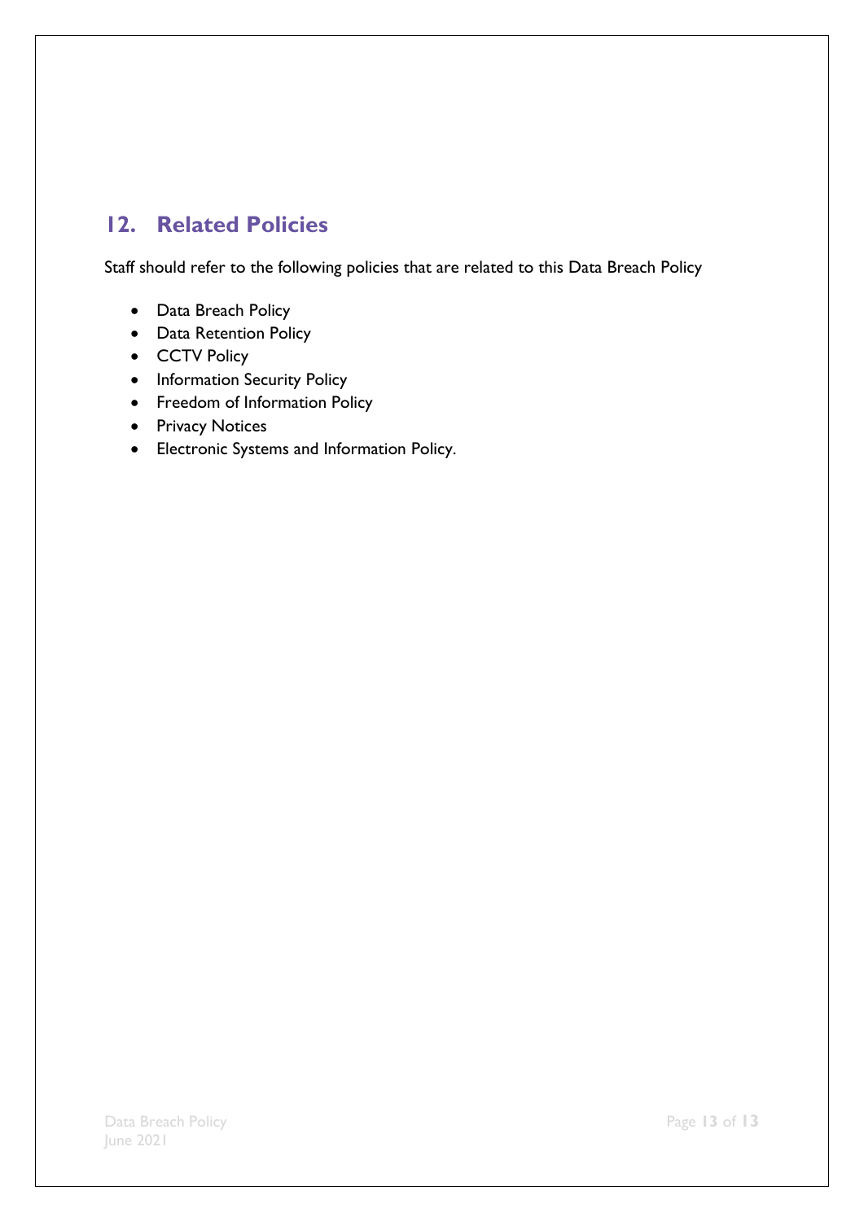## 12. Related Policies

Staff should refer to the following policies that are related to this Data Breach Policy

- Data Breach Policy
- Data Retention Policy
- CCTV Policy
- Information Security Policy
- Freedom of Information Policy
- Privacy Notices
- Electronic Systems and Information Policy.